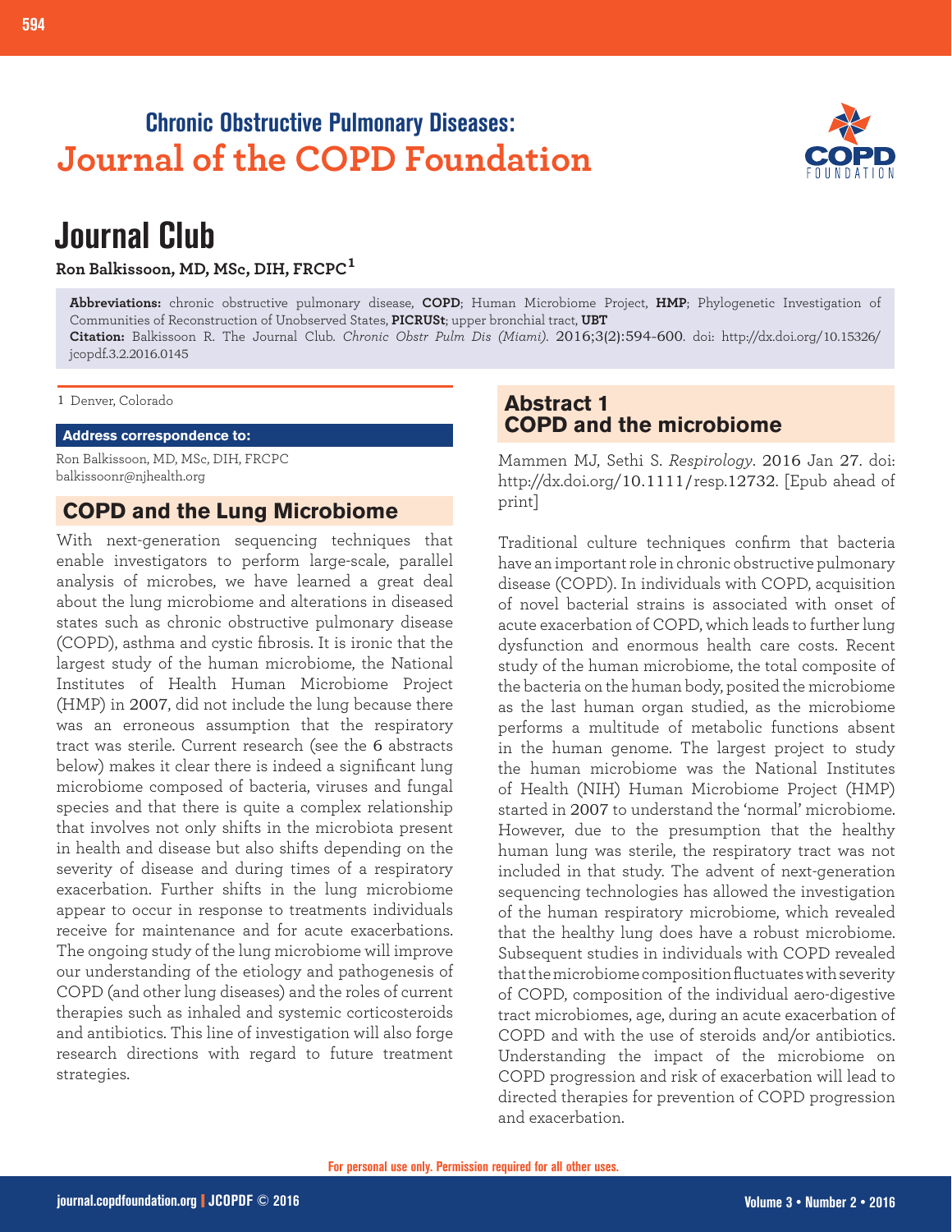## Chronic Obstructive Pulmonary Diseases:
# Journal of the COPD Foundation

# Journal Club

**Ron Balkissoon, MD, MSc, DIH, FRCPC[1]**

**Abbreviations:** chronic obstructive pulmonary disease, **COPD**; Human Microbiome Project, **HMP**; Phylogenetic Investigation of Communities of Reconstruction of Unobserved States, **PICRUSt**; upper bronchial tract, **UBT**

**Citation:** Balkissoon R. The Journal Club. *Chronic Obstr Pulm Dis (Miami).* 2016;3(2):594-600. doi: http://dx.doi.org/10.15326/jcopdf.3.2.2016.0145

1 Denver, Colorado

**Address correspondence to:**

Ron Balkissoon, MD, MSc, DIH, FRCPC
balkissoonr@njhealth.org

## COPD and the Lung Microbiome

With next-generation sequencing techniques that enable investigators to perform large-scale, parallel analysis of microbes, we have learned a great deal about the lung microbiome and alterations in diseased states such as chronic obstructive pulmonary disease (COPD), asthma and cystic fibrosis. It is ironic that the largest study of the human microbiome, the National Institutes of Health Human Microbiome Project (HMP) in 2007, did not include the lung because there was an erroneous assumption that the respiratory tract was sterile. Current research (see the 6 abstracts below) makes it clear there is indeed a significant lung microbiome composed of bacteria, viruses and fungal species and that there is quite a complex relationship that involves not only shifts in the microbiota present in health and disease but also shifts depending on the severity of disease and during times of a respiratory exacerbation. Further shifts in the lung microbiome appear to occur in response to treatments individuals receive for maintenance and for acute exacerbations. The ongoing study of the lung microbiome will improve our understanding of the etiology and pathogenesis of COPD (and other lung diseases) and the roles of current therapies such as inhaled and systemic corticosteroids and antibiotics. This line of investigation will also forge research directions with regard to future treatment strategies.

## Abstract 1
## COPD and the microbiome

Mammen MJ, Sethi S. *Respirology*. 2016 Jan 27. doi: http://dx.doi.org/10.1111/resp.12732. [Epub ahead of print]

Traditional culture techniques confirm that bacteria have an important role in chronic obstructive pulmonary disease (COPD). In individuals with COPD, acquisition of novel bacterial strains is associated with onset of acute exacerbation of COPD, which leads to further lung dysfunction and enormous health care costs. Recent study of the human microbiome, the total composite of the bacteria on the human body, posited the microbiome as the last human organ studied, as the microbiome performs a multitude of metabolic functions absent in the human genome. The largest project to study the human microbiome was the National Institutes of Health (NIH) Human Microbiome Project (HMP) started in 2007 to understand the 'normal' microbiome. However, due to the presumption that the healthy human lung was sterile, the respiratory tract was not included in that study. The advent of next-generation sequencing technologies has allowed the investigation of the human respiratory microbiome, which revealed that the healthy lung does have a robust microbiome. Subsequent studies in individuals with COPD revealed that the microbiome composition fluctuates with severity of COPD, composition of the individual aero-digestive tract microbiomes, age, during an acute exacerbation of COPD and with the use of steroids and/or antibiotics. Understanding the impact of the microbiome on COPD progression and risk of exacerbation will lead to directed therapies for prevention of COPD progression and exacerbation.

For personal use only. Permission required for all other uses.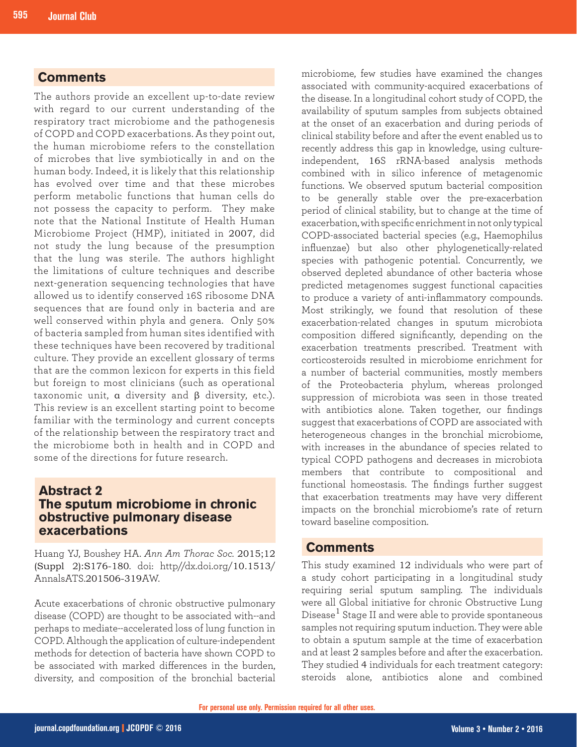## Comments

The authors provide an excellent up-to-date review with regard to our current understanding of the respiratory tract microbiome and the pathogenesis of COPD and COPD exacerbations. As they point out, the human microbiome refers to the constellation of microbes that live symbiotically in and on the human body. Indeed, it is likely that this relationship has evolved over time and that these microbes perform metabolic functions that human cells do not possess the capacity to perform. They make note that the National Institute of Health Human Microbiome Project (HMP), initiated in 2007, did not study the lung because of the presumption that the lung was sterile. The authors highlight the limitations of culture techniques and describe next-generation sequencing technologies that have allowed us to identify conserved 16S ribosome DNA sequences that are found only in bacteria and are well conserved within phyla and genera. Only 50% of bacteria sampled from human sites identified with these techniques have been recovered by traditional culture. They provide an excellent glossary of terms that are the common lexicon for experts in this field but foreign to most clinicians (such as operational taxonomic unit, α diversity and β diversity, etc.). This review is an excellent starting point to become familiar with the terminology and current concepts of the relationship between the respiratory tract and the microbiome both in health and in COPD and some of the directions for future research.

## Abstract 2
## The sputum microbiome in chronic obstructive pulmonary disease exacerbations

Huang YJ, Boushey HA. *Ann Am Thorac Soc.* 2015;12 (Suppl 2):S176-180. doi: http//dx.doi.org/10.1513/AnnalsATS.201506-319AW.

Acute exacerbations of chronic obstructive pulmonary disease (COPD) are thought to be associated with--and perhaps to mediate--accelerated loss of lung function in COPD. Although the application of culture-independent methods for detection of bacteria have shown COPD to be associated with marked differences in the burden, diversity, and composition of the bronchial bacterial microbiome, few studies have examined the changes associated with community-acquired exacerbations of the disease. In a longitudinal cohort study of COPD, the availability of sputum samples from subjects obtained at the onset of an exacerbation and during periods of clinical stability before and after the event enabled us to recently address this gap in knowledge, using culture-independent, 16S rRNA-based analysis methods combined with in silico inference of metagenomic functions. We observed sputum bacterial composition to be generally stable over the pre-exacerbation period of clinical stability, but to change at the time of exacerbation, with specific enrichment in not only typical COPD-associated bacterial species (e.g., Haemophilus influenzae) but also other phylogenetically-related species with pathogenic potential. Concurrently, we observed depleted abundance of other bacteria whose predicted metagenomes suggest functional capacities to produce a variety of anti-inflammatory compounds. Most strikingly, we found that resolution of these exacerbation-related changes in sputum microbiota composition differed significantly, depending on the exacerbation treatments prescribed. Treatment with corticosteroids resulted in microbiome enrichment for a number of bacterial communities, mostly members of the Proteobacteria phylum, whereas prolonged suppression of microbiota was seen in those treated with antibiotics alone. Taken together, our findings suggest that exacerbations of COPD are associated with heterogeneous changes in the bronchial microbiome, with increases in the abundance of species related to typical COPD pathogens and decreases in microbiota members that contribute to compositional and functional homeostasis. The findings further suggest that exacerbation treatments may have very different impacts on the bronchial microbiome's rate of return toward baseline composition.

## Comments

This study examined 12 individuals who were part of a study cohort participating in a longitudinal study requiring serial sputum sampling. The individuals were all Global initiative for chronic Obstructive Lung Disease[1] Stage II and were able to provide spontaneous samples not requiring sputum induction. They were able to obtain a sputum sample at the time of exacerbation and at least 2 samples before and after the exacerbation. They studied 4 individuals for each treatment category: steroids alone, antibiotics alone and combined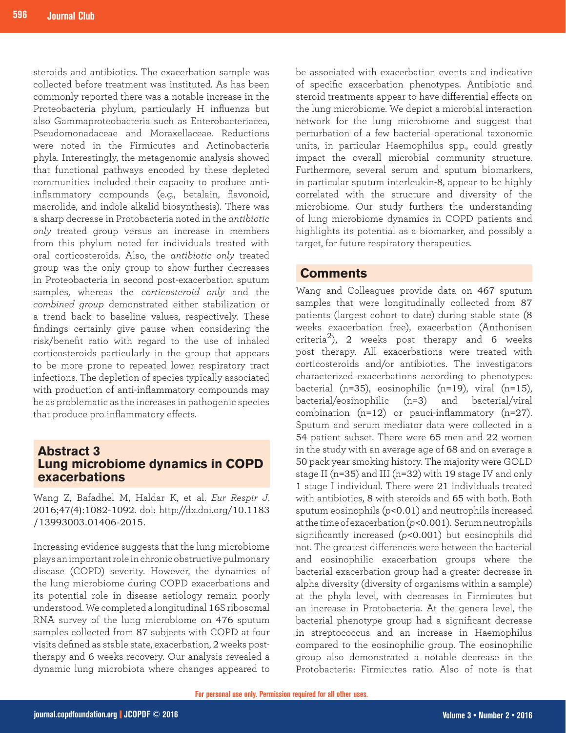steroids and antibiotics. The exacerbation sample was collected before treatment was instituted. As has been commonly reported there was a notable increase in the Proteobacteria phylum, particularly H influenza but also Gammaproteobacteria such as Enterobacteriacea, Pseudomonadaceae and Moraxellaceae. Reductions were noted in the Firmicutes and Actinobacteria phyla. Interestingly, the metagenomic analysis showed that functional pathways encoded by these depleted communities included their capacity to produce anti-inflammatory compounds (e.g., betalain, flavonoid, macrolide, and indole alkalid biosynthesis). There was a sharp decrease in Protobacteria noted in the *antibiotic only* treated group versus an increase in members from this phylum noted for individuals treated with oral corticosteroids. Also, the *antibiotic only* treated group was the only group to show further decreases in Proteobacteria in second post-exacerbation sputum samples, whereas the *corticosteroid only* and the *combined group* demonstrated either stabilization or a trend back to baseline values, respectively. These findings certainly give pause when considering the risk/benefit ratio with regard to the use of inhaled corticosteroids particularly in the group that appears to be more prone to repeated lower respiratory tract infections. The depletion of species typically associated with production of anti-inflammatory compounds may be as problematic as the increases in pathogenic species that produce pro inflammatory effects.

## Abstract 3 Lung microbiome dynamics in COPD exacerbations

Wang Z, Bafadhel M, Haldar K, et al. *Eur Respir J*. 2016;47(4):1082-1092. doi: http://dx.doi.org/10.1183/13993003.01406-2015.

Increasing evidence suggests that the lung microbiome plays an important role in chronic obstructive pulmonary disease (COPD) severity. However, the dynamics of the lung microbiome during COPD exacerbations and its potential role in disease aetiology remain poorly understood. We completed a longitudinal 16S ribosomal RNA survey of the lung microbiome on 476 sputum samples collected from 87 subjects with COPD at four visits defined as stable state, exacerbation, 2 weeks post-therapy and 6 weeks recovery. Our analysis revealed a dynamic lung microbiota where changes appeared to be associated with exacerbation events and indicative of specific exacerbation phenotypes. Antibiotic and steroid treatments appear to have differential effects on the lung microbiome. We depict a microbial interaction network for the lung microbiome and suggest that perturbation of a few bacterial operational taxonomic units, in particular Haemophilus spp., could greatly impact the overall microbial community structure. Furthermore, several serum and sputum biomarkers, in particular sputum interleukin-8, appear to be highly correlated with the structure and diversity of the microbiome. Our study furthers the understanding of lung microbiome dynamics in COPD patients and highlights its potential as a biomarker, and possibly a target, for future respiratory therapeutics.

## Comments

Wang and Colleagues provide data on 467 sputum samples that were longitudinally collected from 87 patients (largest cohort to date) during stable state (8 weeks exacerbation free), exacerbation (Anthonisen criteria[2]), 2 weeks post therapy and 6 weeks post therapy. All exacerbations were treated with corticosteroids and/or antibiotics. The investigators characterized exacerbations according to phenotypes: bacterial (n=35), eosinophilic (n=19), viral (n=15), bacterial/eosinophilic (n=3) and bacterial/viral combination (n=12) or pauci-inflammatory (n=27). Sputum and serum mediator data were collected in a 54 patient subset. There were 65 men and 22 women in the study with an average age of 68 and on average a 50 pack year smoking history. The majority were GOLD stage II (n=35) and III (n=32) with 19 stage IV and only 1 stage I individual. There were 21 individuals treated with antibiotics, 8 with steroids and 65 with both. Both sputum eosinophils ($p<0.01$) and neutrophils increased at the time of exacerbation ($p<0.001$). Serum neutrophils significantly increased ($p<0.001$) but eosinophils did not. The greatest differences were between the bacterial and eosinophilic exacerbation groups where the bacterial exacerbation group had a greater decrease in alpha diversity (diversity of organisms within a sample) at the phyla level, with decreases in Firmicutes but an increase in Protobacteria. At the genera level, the bacterial phenotype group had a significant decrease in streptococcus and an increase in Haemophilus compared to the eosinophilic group. The eosinophilic group also demonstrated a notable decrease in the Protobacteria: Firmicutes ratio. Also of note is that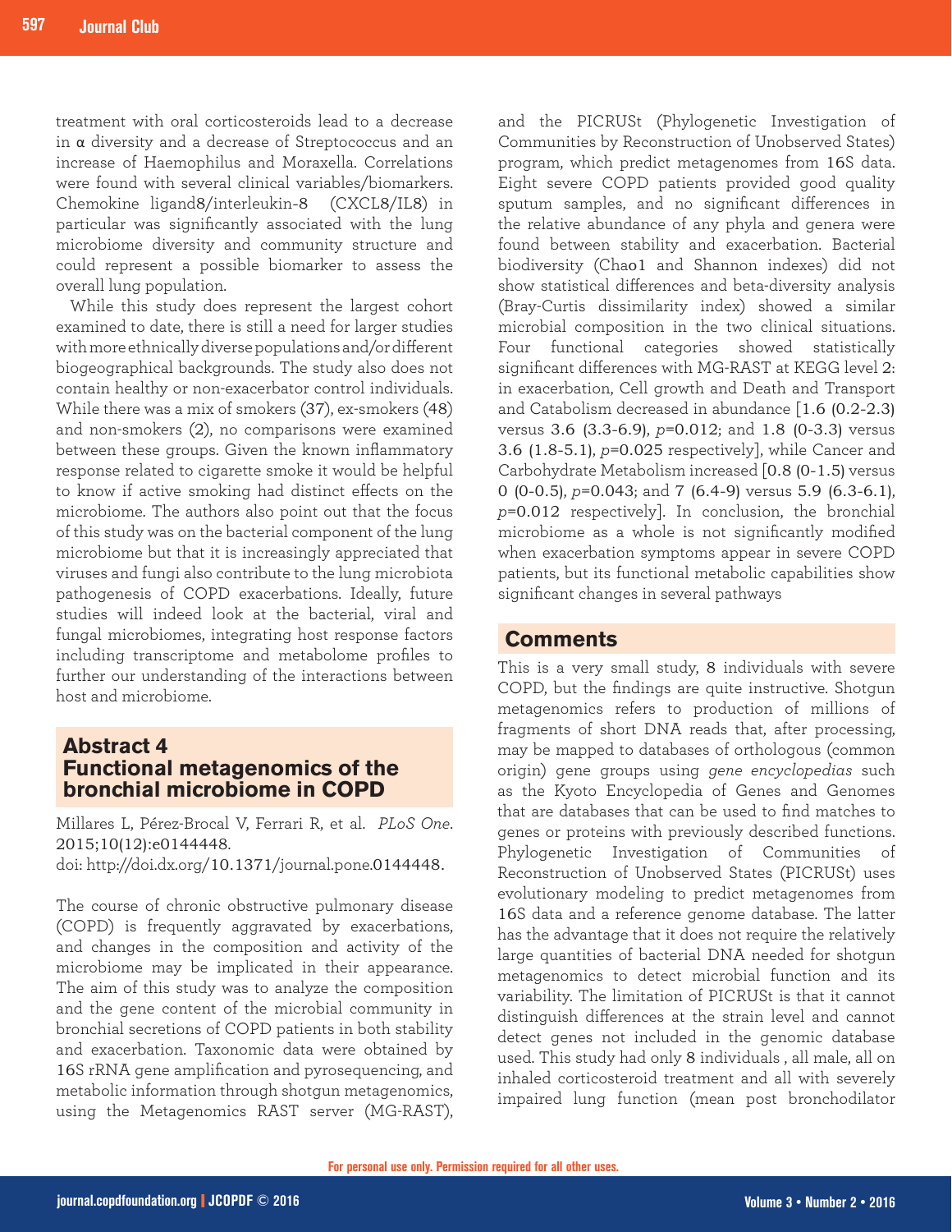treatment with oral corticosteroids lead to a decrease in α diversity and a decrease of Streptococcus and an increase of Haemophilus and Moraxella. Correlations were found with several clinical variables/biomarkers. Chemokine ligand8/interleukin-8 (CXCL8/IL8) in particular was significantly associated with the lung microbiome diversity and community structure and could represent a possible biomarker to assess the overall lung population.

While this study does represent the largest cohort examined to date, there is still a need for larger studies with more ethnically diverse populations and/or different biogeographical backgrounds. The study also does not contain healthy or non-exacerbator control individuals. While there was a mix of smokers (37), ex-smokers (48) and non-smokers (2), no comparisons were examined between these groups. Given the known inflammatory response related to cigarette smoke it would be helpful to know if active smoking had distinct effects on the microbiome. The authors also point out that the focus of this study was on the bacterial component of the lung microbiome but that it is increasingly appreciated that viruses and fungi also contribute to the lung microbiota pathogenesis of COPD exacerbations. Ideally, future studies will indeed look at the bacterial, viral and fungal microbiomes, integrating host response factors including transcriptome and metabolome profiles to further our understanding of the interactions between host and microbiome.

## Abstract 4
## Functional metagenomics of the bronchial microbiome in COPD

Millares L, Pérez-Brocal V, Ferrari R, et al. *PLoS One*. 2015;10(12):e0144448.
doi: http://doi.dx.org/10.1371/journal.pone.0144448.

The course of chronic obstructive pulmonary disease (COPD) is frequently aggravated by exacerbations, and changes in the composition and activity of the microbiome may be implicated in their appearance. The aim of this study was to analyze the composition and the gene content of the microbial community in bronchial secretions of COPD patients in both stability and exacerbation. Taxonomic data were obtained by 16S rRNA gene amplification and pyrosequencing, and metabolic information through shotgun metagenomics, using the Metagenomics RAST server (MG-RAST), and the PICRUSt (Phylogenetic Investigation of Communities by Reconstruction of Unobserved States) program, which predict metagenomes from 16S data. Eight severe COPD patients provided good quality sputum samples, and no significant differences in the relative abundance of any phyla and genera were found between stability and exacerbation. Bacterial biodiversity (Chao1 and Shannon indexes) did not show statistical differences and beta-diversity analysis (Bray-Curtis dissimilarity index) showed a similar microbial composition in the two clinical situations. Four functional categories showed statistically significant differences with MG-RAST at KEGG level 2: in exacerbation, Cell growth and Death and Transport and Catabolism decreased in abundance [1.6 (0.2-2.3) versus 3.6 (3.3-6.9), $p$=0.012; and 1.8 (0-3.3) versus 3.6 (1.8-5.1), $p$=0.025 respectively], while Cancer and Carbohydrate Metabolism increased [0.8 (0-1.5) versus 0 (0-0.5), $p$=0.043; and 7 (6.4-9) versus 5.9 (6.3-6.1), $p$=0.012 respectively]. In conclusion, the bronchial microbiome as a whole is not significantly modified when exacerbation symptoms appear in severe COPD patients, but its functional metabolic capabilities show significant changes in several pathways

### Comments

This is a very small study, 8 individuals with severe COPD, but the findings are quite instructive. Shotgun metagenomics refers to production of millions of fragments of short DNA reads that, after processing, may be mapped to databases of orthologous (common origin) gene groups using *gene encyclopedias* such as the Kyoto Encyclopedia of Genes and Genomes that are databases that can be used to find matches to genes or proteins with previously described functions. Phylogenetic Investigation of Communities of Reconstruction of Unobserved States (PICRUSt) uses evolutionary modeling to predict metagenomes from 16S data and a reference genome database. The latter has the advantage that it does not require the relatively large quantities of bacterial DNA needed for shotgun metagenomics to detect microbial function and its variability. The limitation of PICRUSt is that it cannot distinguish differences at the strain level and cannot detect genes not included in the genomic database used. This study had only 8 individuals , all male, all on inhaled corticosteroid treatment and all with severely impaired lung function (mean post bronchodilator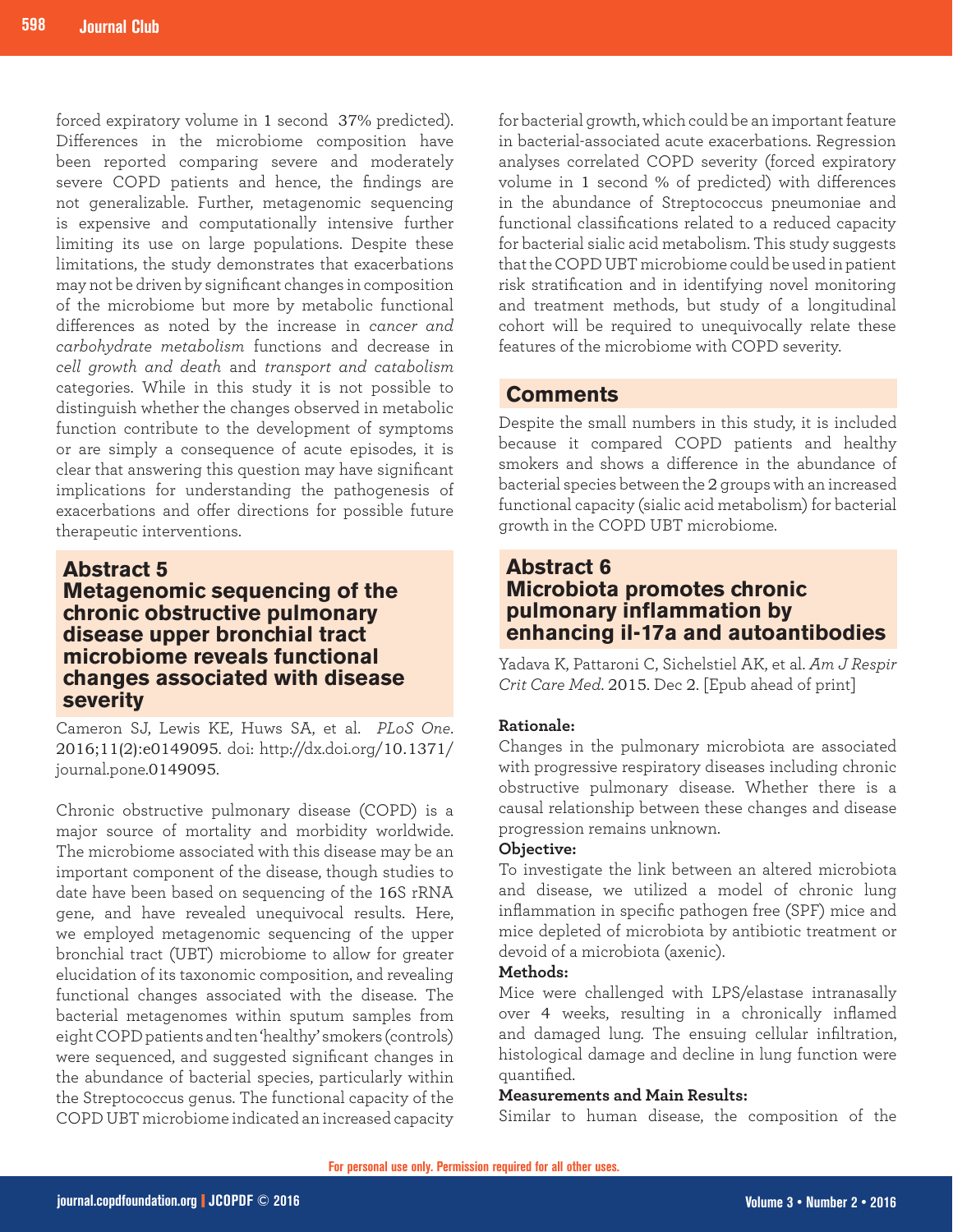forced expiratory volume in 1 second 37% predicted). Differences in the microbiome composition have been reported comparing severe and moderately severe COPD patients and hence, the findings are not generalizable. Further, metagenomic sequencing is expensive and computationally intensive further limiting its use on large populations. Despite these limitations, the study demonstrates that exacerbations may not be driven by significant changes in composition of the microbiome but more by metabolic functional differences as noted by the increase in *cancer and carbohydrate metabolism* functions and decrease in *cell growth and death* and *transport and catabolism* categories. While in this study it is not possible to distinguish whether the changes observed in metabolic function contribute to the development of symptoms or are simply a consequence of acute episodes, it is clear that answering this question may have significant implications for understanding the pathogenesis of exacerbations and offer directions for possible future therapeutic interventions.

## Abstract 5
## Metagenomic sequencing of the chronic obstructive pulmonary disease upper bronchial tract microbiome reveals functional changes associated with disease severity

Cameron SJ, Lewis KE, Huws SA, et al. *PLoS One*. 2016;11(2):e0149095. doi: http://dx.doi.org/10.1371/journal.pone.0149095.

Chronic obstructive pulmonary disease (COPD) is a major source of mortality and morbidity worldwide. The microbiome associated with this disease may be an important component of the disease, though studies to date have been based on sequencing of the 16S rRNA gene, and have revealed unequivocal results. Here, we employed metagenomic sequencing of the upper bronchial tract (UBT) microbiome to allow for greater elucidation of its taxonomic composition, and revealing functional changes associated with the disease. The bacterial metagenomes within sputum samples from eight COPD patients and ten 'healthy' smokers (controls) were sequenced, and suggested significant changes in the abundance of bacterial species, particularly within the Streptococcus genus. The functional capacity of the COPD UBT microbiome indicated an increased capacity for bacterial growth, which could be an important feature in bacterial-associated acute exacerbations. Regression analyses correlated COPD severity (forced expiratory volume in 1 second % of predicted) with differences in the abundance of Streptococcus pneumoniae and functional classifications related to a reduced capacity for bacterial sialic acid metabolism. This study suggests that the COPD UBT microbiome could be used in patient risk stratification and in identifying novel monitoring and treatment methods, but study of a longitudinal cohort will be required to unequivocally relate these features of the microbiome with COPD severity.

### Comments

Despite the small numbers in this study, it is included because it compared COPD patients and healthy smokers and shows a difference in the abundance of bacterial species between the 2 groups with an increased functional capacity (sialic acid metabolism) for bacterial growth in the COPD UBT microbiome.

## Abstract 6
## Microbiota promotes chronic pulmonary inflammation by enhancing il-17a and autoantibodies

Yadava K, Pattaroni C, Sichelstiel AK, et al. *Am J Respir Crit Care Med*. 2015. Dec 2. [Epub ahead of print]

**Rationale:**
Changes in the pulmonary microbiota are associated with progressive respiratory diseases including chronic obstructive pulmonary disease. Whether there is a causal relationship between these changes and disease progression remains unknown.

**Objective:**
To investigate the link between an altered microbiota and disease, we utilized a model of chronic lung inflammation in specific pathogen free (SPF) mice and mice depleted of microbiota by antibiotic treatment or devoid of a microbiota (axenic).

**Methods:**
Mice were challenged with LPS/elastase intranasally over 4 weeks, resulting in a chronically inflamed and damaged lung. The ensuing cellular infiltration, histological damage and decline in lung function were quantified.

**Measurements and Main Results:**
Similar to human disease, the composition of the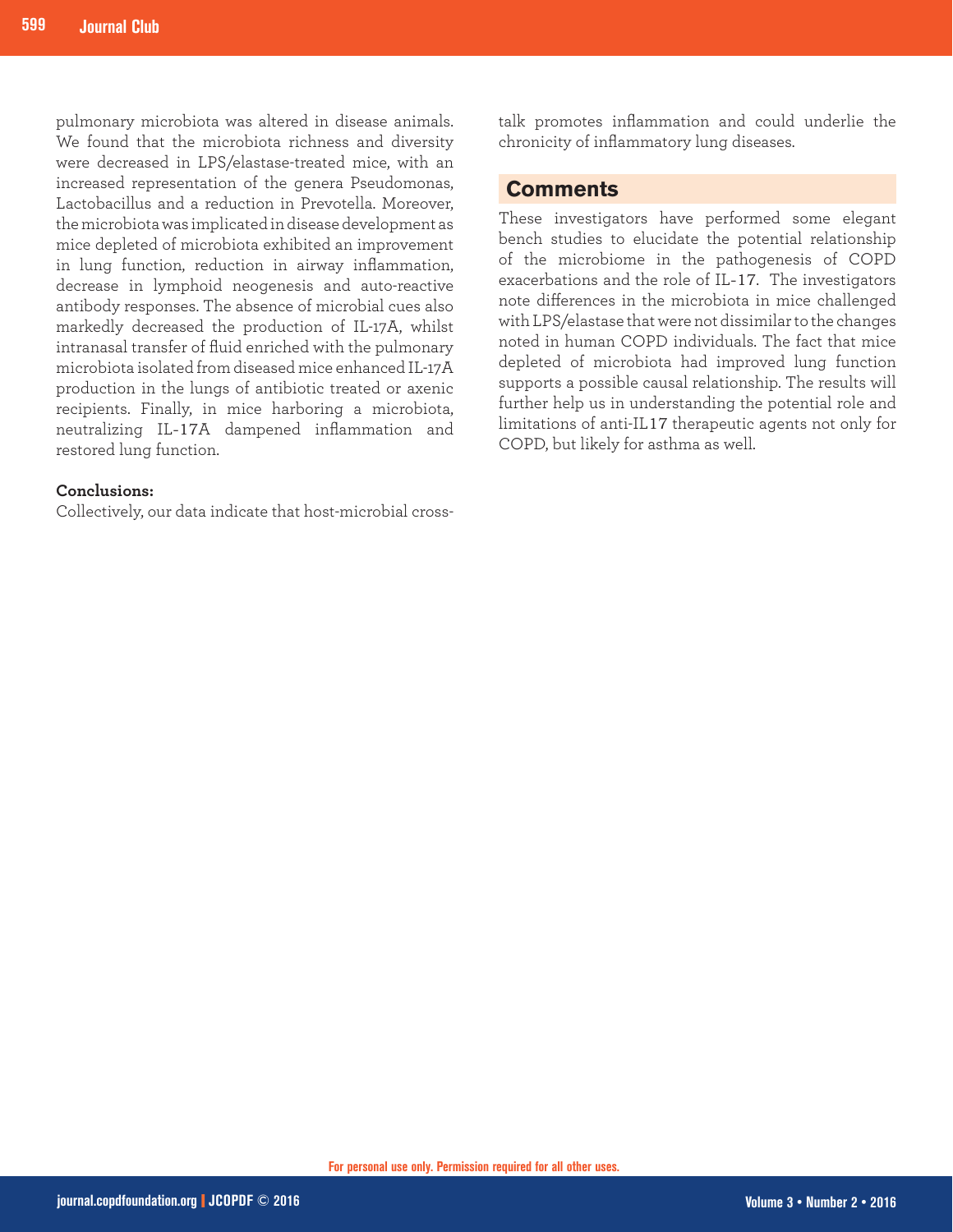pulmonary microbiota was altered in disease animals. We found that the microbiota richness and diversity were decreased in LPS/elastase-treated mice, with an increased representation of the genera Pseudomonas, Lactobacillus and a reduction in Prevotella. Moreover, the microbiota was implicated in disease development as mice depleted of microbiota exhibited an improvement in lung function, reduction in airway inflammation, decrease in lymphoid neogenesis and auto-reactive antibody responses. The absence of microbial cues also markedly decreased the production of IL-17A, whilst intranasal transfer of fluid enriched with the pulmonary microbiota isolated from diseased mice enhanced IL-17A production in the lungs of antibiotic treated or axenic recipients. Finally, in mice harboring a microbiota, neutralizing IL-17A dampened inflammation and restored lung function.

**Conclusions:**

Collectively, our data indicate that host-microbial cross-talk promotes inflammation and could underlie the chronicity of inflammatory lung diseases.

## Comments

These investigators have performed some elegant bench studies to elucidate the potential relationship of the microbiome in the pathogenesis of COPD exacerbations and the role of IL-17. The investigators note differences in the microbiota in mice challenged with LPS/elastase that were not dissimilar to the changes noted in human COPD individuals. The fact that mice depleted of microbiota had improved lung function supports a possible causal relationship. The results will further help us in understanding the potential role and limitations of anti-IL17 therapeutic agents not only for COPD, but likely for asthma as well.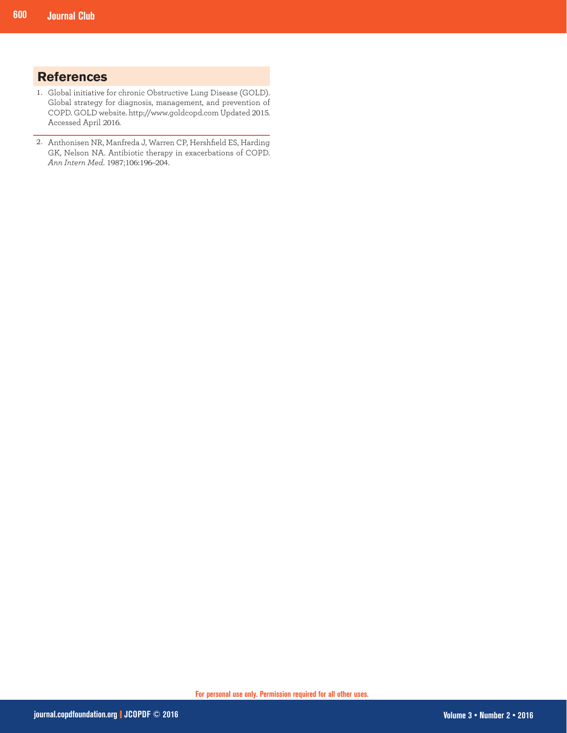## References

1. Global initiative for chronic Obstructive Lung Disease (GOLD). Global strategy for diagnosis, management, and prevention of COPD. GOLD website. http://www.goldcopd.com Updated 2015. Accessed April 2016.

2. Anthonisen NR, Manfreda J, Warren CP, Hershfield ES, Harding GK, Nelson NA. Antibiotic therapy in exacerbations of COPD. *Ann Intern Med*. 1987;106:196–204.